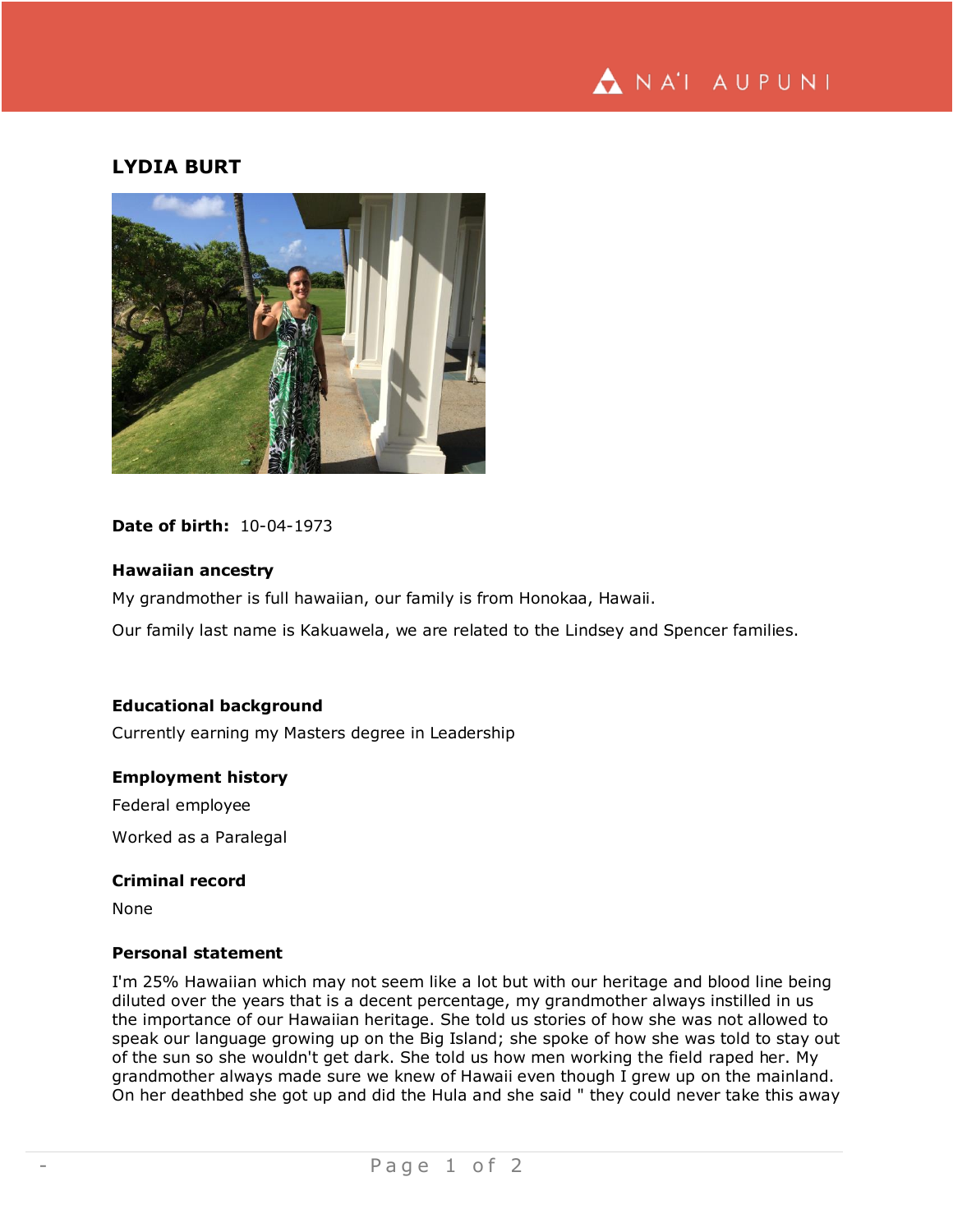# LYDIA BURT

**Date of birth:** 10-04-1973

### Hawaiian ancestry

My grandmother is full hawaiian, our family is from Honokaa, Hawaii.

Our family last name is Kakuawela, we are related to the Lindsey and Spencer families.

### Educational background

Currently earning my Masters degree in Leadership

### Employment history

Federal employee

Worked as a Paralegal

### Criminal record

None

### Personal statement

I'm 25% Hawaiian which may not seem like a lot but with our heritage and blood line being diluted over the years that is a decent percentage, my grandmother always instilled in us the importance of our Hawaiian heritage. She told us stories of how she was not allowed to speak our language growing up on the Big Island; she spoke of how she was told to stay out of the sun so she wouldn't get dark. She told us how men working the field raped her. My grandmother always made sure we knew of Hawaii even though I grew up on the mainland. On her deathbed she got up and did the Hula and she said " they could never take this away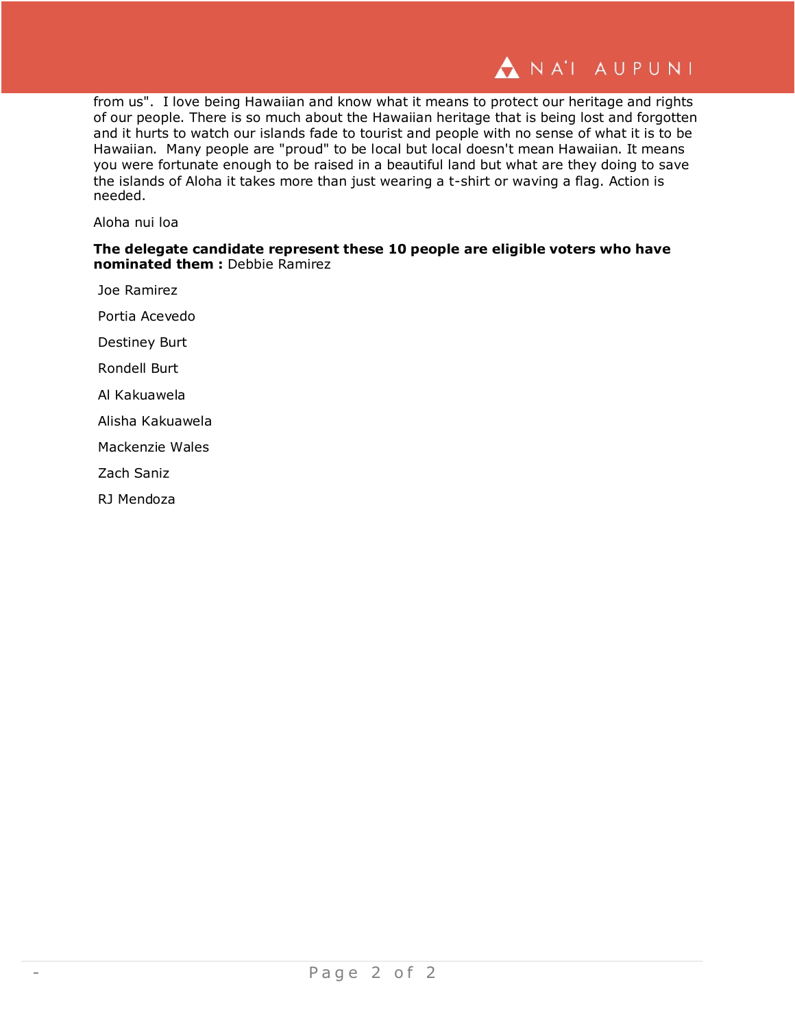from us". I love being Hawaiian and know what it means to protect our heritage and rights of our people. There is so much about the Hawaiian heritage that is being lost and forgotten and it hurts to watch our islands fade to tourist and people with no sense of what it is to be Hawaiian. Many people are "proud" to be local but local doesn't mean Hawaiian. It means you were fortunate enough to be raised in a beautiful land but what are they doing to save the islands of Aloha it takes more than just wearing a t-shirt or waving a flag. Action is needed.

Aloha nui loa

**The delegate candidate represent these 10 people are eligible voters who have nominated them :** Debbie Ramirez

Joe Ramirez

Portia Acevedo

Destiney Burt

Rondell Burt

Al Kakuawela

Alisha Kakuawela

Mackenzie Wales

Zach Saniz

RJ Mendoza